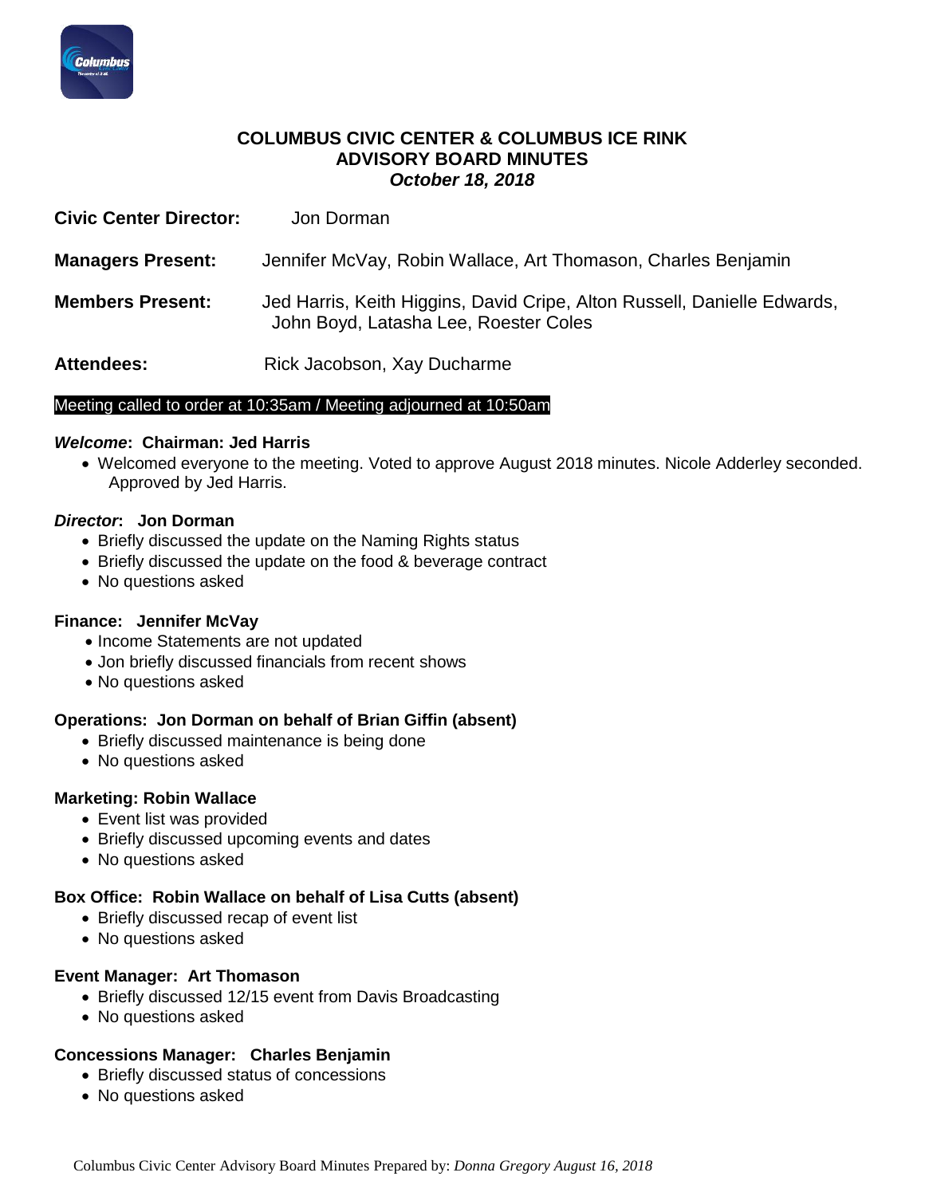# COLUMBUS CIVIC CENTER & COLUMBUS ICE RINK
## ADVISORY BOARD MINUTES
### *October 18, 2018*

**Civic Center Director:** Jon Dorman

**Managers Present:** Jennifer McVay, Robin Wallace, Art Thomason, Charles Benjamin

**Members Present:** Jed Harris, Keith Higgins, David Cripe, Alton Russell, Danielle Edwards, John Boyd, Latasha Lee, Roester Coles

**Attendees:** Rick Jacobson, Xay Ducharme

Meeting called to order at 10:35am / Meeting adjourned at 10:50am

**_Welcome_: Chairman: Jed Harris**

- Welcomed everyone to the meeting. Voted to approve August 2018 minutes. Nicole Adderley seconded. Approved by Jed Harris.

**_Director_: Jon Dorman**

- Briefly discussed the update on the Naming Rights status
- Briefly discussed the update on the food & beverage contract
- No questions asked

**Finance: Jennifer McVay**

- Income Statements are not updated
- Jon briefly discussed financials from recent shows
- No questions asked

**Operations: Jon Dorman on behalf of Brian Giffin (absent)**

- Briefly discussed maintenance is being done
- No questions asked

**Marketing: Robin Wallace**

- Event list was provided
- Briefly discussed upcoming events and dates
- No questions asked

**Box Office: Robin Wallace on behalf of Lisa Cutts (absent)**

- Briefly discussed recap of event list
- No questions asked

**Event Manager: Art Thomason**

- Briefly discussed 12/15 event from Davis Broadcasting
- No questions asked

**Concessions Manager: Charles Benjamin**

- Briefly discussed status of concessions
- No questions asked

Columbus Civic Center Advisory Board Minutes Prepared by: *Donna Gregory August 16, 2018*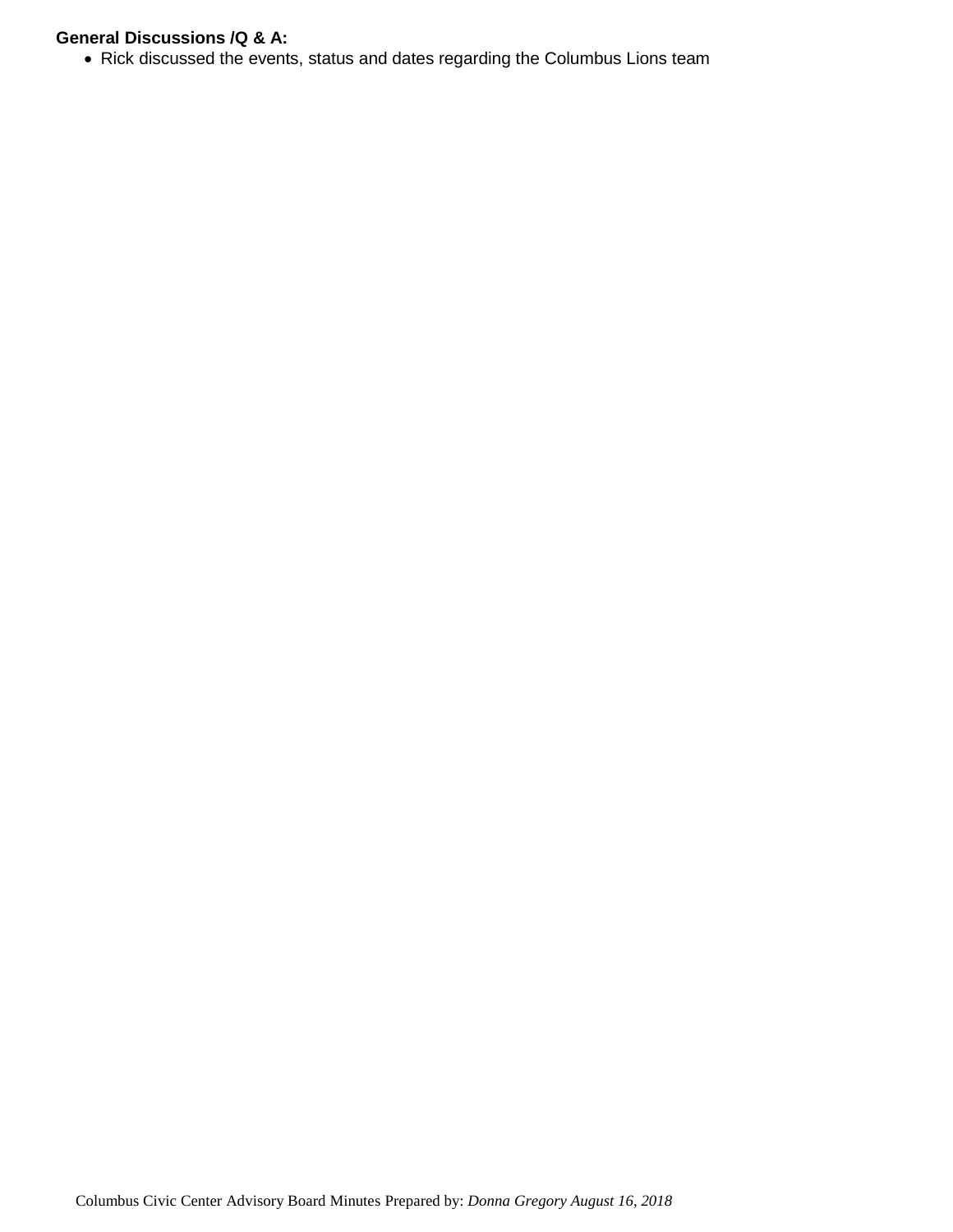**General Discussions /Q & A:**

- Rick discussed the events, status and dates regarding the Columbus Lions team